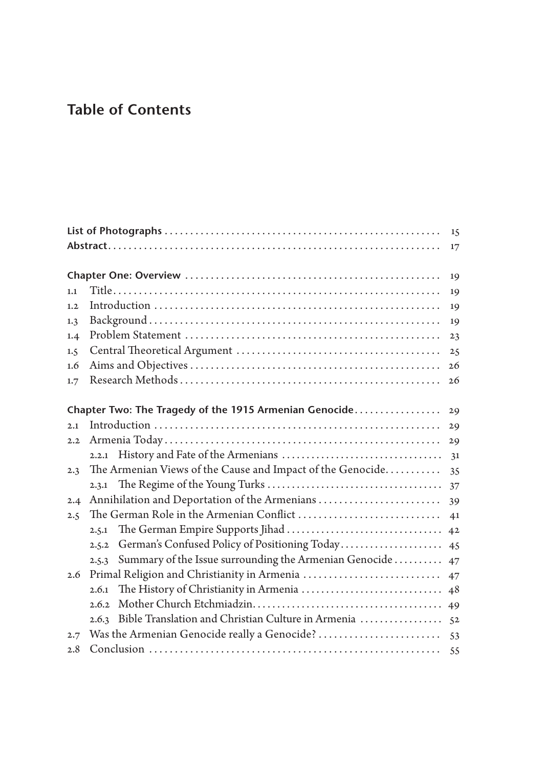# Table of Contents

| | | |
|---|---|---|
| **List of Photographs** | | 15 |
| **Abstract** | | 17 |
| **Chapter One: Overview** | | 19 |
| 1.1 | Title | 19 |
| 1.2 | Introduction | 19 |
| 1.3 | Background | 19 |
| 1.4 | Problem Statement | 23 |
| 1.5 | Central Theoretical Argument | 25 |
| 1.6 | Aims and Objectives | 26 |
| 1.7 | Research Methods | 26 |
| **Chapter Two: The Tragedy of the 1915 Armenian Genocide** | | 29 |
| 2.1 | Introduction | 29 |
| 2.2 | Armenia Today | 29 |
| | 2.2.1 History and Fate of the Armenians | 31 |
| 2.3 | The Armenian Views of the Cause and Impact of the Genocide | 35 |
| | 2.3.1 The Regime of the Young Turks | 37 |
| 2.4 | Annihilation and Deportation of the Armenians | 39 |
| 2.5 | The German Role in the Armenian Conflict | 41 |
| | 2.5.1 The German Empire Supports Jihad | 42 |
| | 2.5.2 German's Confused Policy of Positioning Today | 45 |
| | 2.5.3 Summary of the Issue surrounding the Armenian Genocide | 47 |
| 2.6 | Primal Religion and Christianity in Armenia | 47 |
| | 2.6.1 The History of Christianity in Armenia | 48 |
| | 2.6.2 Mother Church Etchmiadzin | 49 |
| | 2.6.3 Bible Translation and Christian Culture in Armenia | 52 |
| 2.7 | Was the Armenian Genocide really a Genocide? | 53 |
| 2.8 | Conclusion | 55 |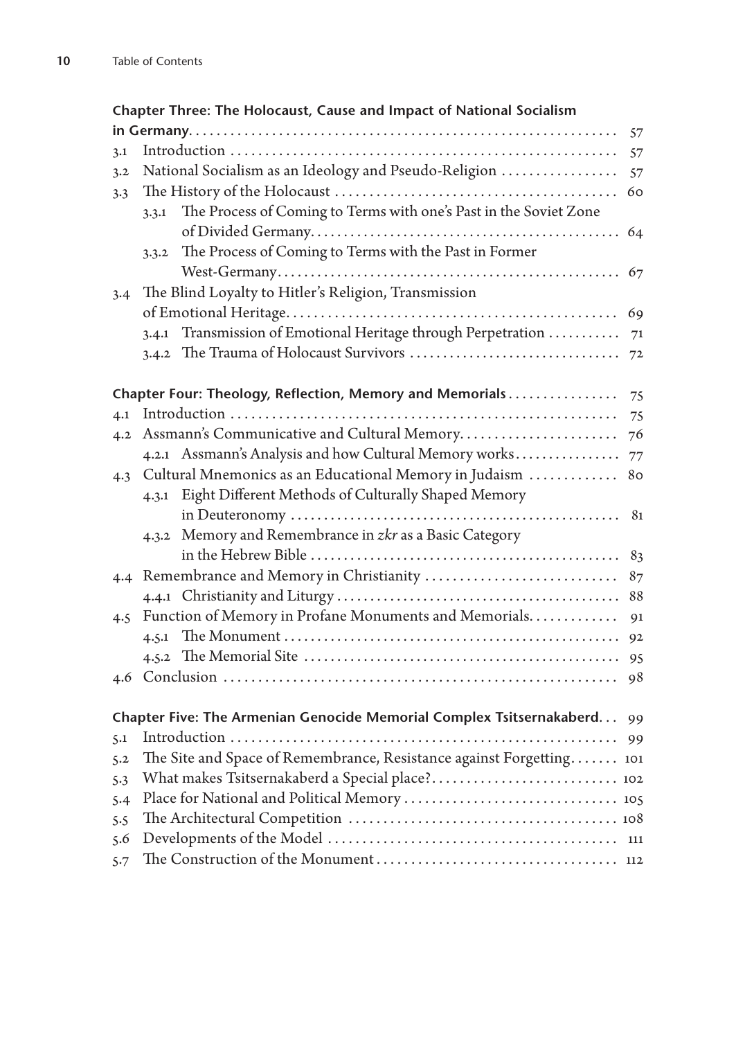**Chapter Three: The Holocaust, Cause and Impact of National Socialism in Germany** . . . 57

- 3.1 Introduction . . . 57
- 3.2 National Socialism as an Ideology and Pseudo-Religion . . . 57
- 3.3 The History of the Holocaust . . . 60
  - 3.3.1 The Process of Coming to Terms with one's Past in the Soviet Zone of Divided Germany . . . 64
  - 3.3.2 The Process of Coming to Terms with the Past in Former West-Germany . . . 67
- 3.4 The Blind Loyalty to Hitler's Religion, Transmission of Emotional Heritage . . . 69
  - 3.4.1 Transmission of Emotional Heritage through Perpetration . . . 71
  - 3.4.2 The Trauma of Holocaust Survivors . . . 72

**Chapter Four: Theology, Reflection, Memory and Memorials** . . . 75

- 4.1 Introduction . . . 75
- 4.2 Assmann's Communicative and Cultural Memory . . . 76
  - 4.2.1 Assmann's Analysis and how Cultural Memory works . . . 77
- 4.3 Cultural Mnemonics as an Educational Memory in Judaism . . . 80
  - 4.3.1 Eight Different Methods of Culturally Shaped Memory in Deuteronomy . . . 81
  - 4.3.2 Memory and Remembrance in *zkr* as a Basic Category in the Hebrew Bible . . . 83
- 4.4 Remembrance and Memory in Christianity . . . 87
  - 4.4.1 Christianity and Liturgy . . . 88
- 4.5 Function of Memory in Profane Monuments and Memorials . . . 91
  - 4.5.1 The Monument . . . 92
  - 4.5.2 The Memorial Site . . . 95
- 4.6 Conclusion . . . 98

**Chapter Five: The Armenian Genocide Memorial Complex Tsitsernakaberd** . . . 99

- 5.1 Introduction . . . 99
- 5.2 The Site and Space of Remembrance, Resistance against Forgetting . . . 101
- 5.3 What makes Tsitsernakaberd a Special place? . . . 102
- 5.4 Place for National and Political Memory . . . 105
- 5.5 The Architectural Competition . . . 108
- 5.6 Developments of the Model . . . 111
- 5.7 The Construction of the Monument . . . 112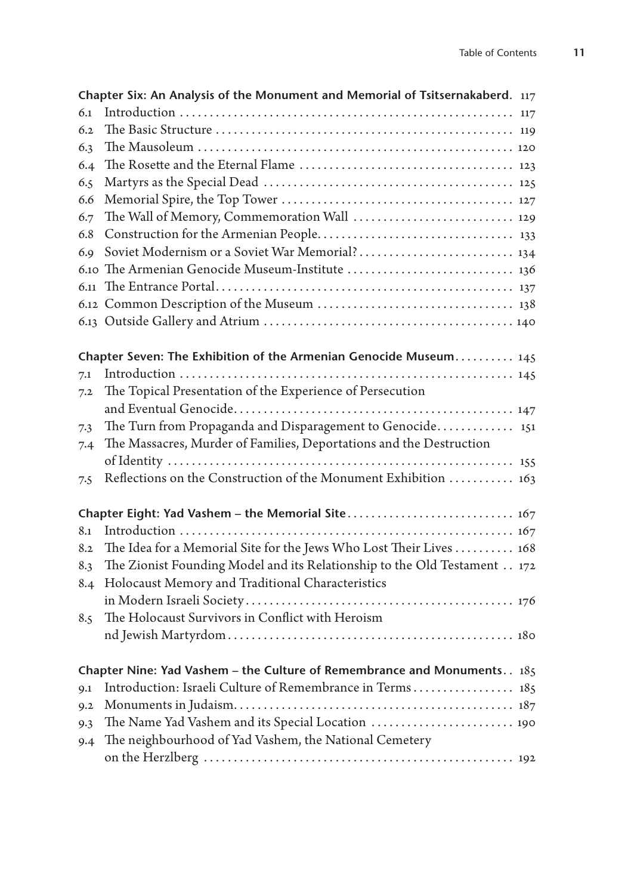**Chapter Six: An Analysis of the Monument and Memorial of Tsitsernakaberd.** 117

- 6.1 Introduction ........ 117
- 6.2 The Basic Structure ........ 119
- 6.3 The Mausoleum ........ 120
- 6.4 The Rosette and the Eternal Flame ........ 123
- 6.5 Martyrs as the Special Dead ........ 125
- 6.6 Memorial Spire, the Top Tower ........ 127
- 6.7 The Wall of Memory, Commemoration Wall ........ 129
- 6.8 Construction for the Armenian People. ........ 133
- 6.9 Soviet Modernism or a Soviet War Memorial? ........ 134
- 6.10 The Armenian Genocide Museum-Institute ........ 136
- 6.11 The Entrance Portal. ........ 137
- 6.12 Common Description of the Museum ........ 138
- 6.13 Outside Gallery and Atrium ........ 140

**Chapter Seven: The Exhibition of the Armenian Genocide Museum.** ........ 145

- 7.1 Introduction ........ 145
- 7.2 The Topical Presentation of the Experience of Persecution and Eventual Genocide. ........ 147
- 7.3 The Turn from Propaganda and Disparagement to Genocide. ........ 151
- 7.4 The Massacres, Murder of Families, Deportations and the Destruction of Identity ........ 155
- 7.5 Reflections on the Construction of the Monument Exhibition ........ 163

**Chapter Eight: Yad Vashem – the Memorial Site** ........ 167

- 8.1 Introduction ........ 167
- 8.2 The Idea for a Memorial Site for the Jews Who Lost Their Lives ........ 168
- 8.3 The Zionist Founding Model and its Relationship to the Old Testament .. 172
- 8.4 Holocaust Memory and Traditional Characteristics in Modern Israeli Society ........ 176
- 8.5 The Holocaust Survivors in Conflict with Heroism nd Jewish Martyrdom ........ 180

**Chapter Nine: Yad Vashem – the Culture of Remembrance and Monuments** .. 185

- 9.1 Introduction: Israeli Culture of Remembrance in Terms ........ 185
- 9.2 Monuments in Judaism. ........ 187
- 9.3 The Name Yad Vashem and its Special Location ........ 190
- 9.4 The neighbourhood of Yad Vashem, the National Cemetery on the Herzlberg ........ 192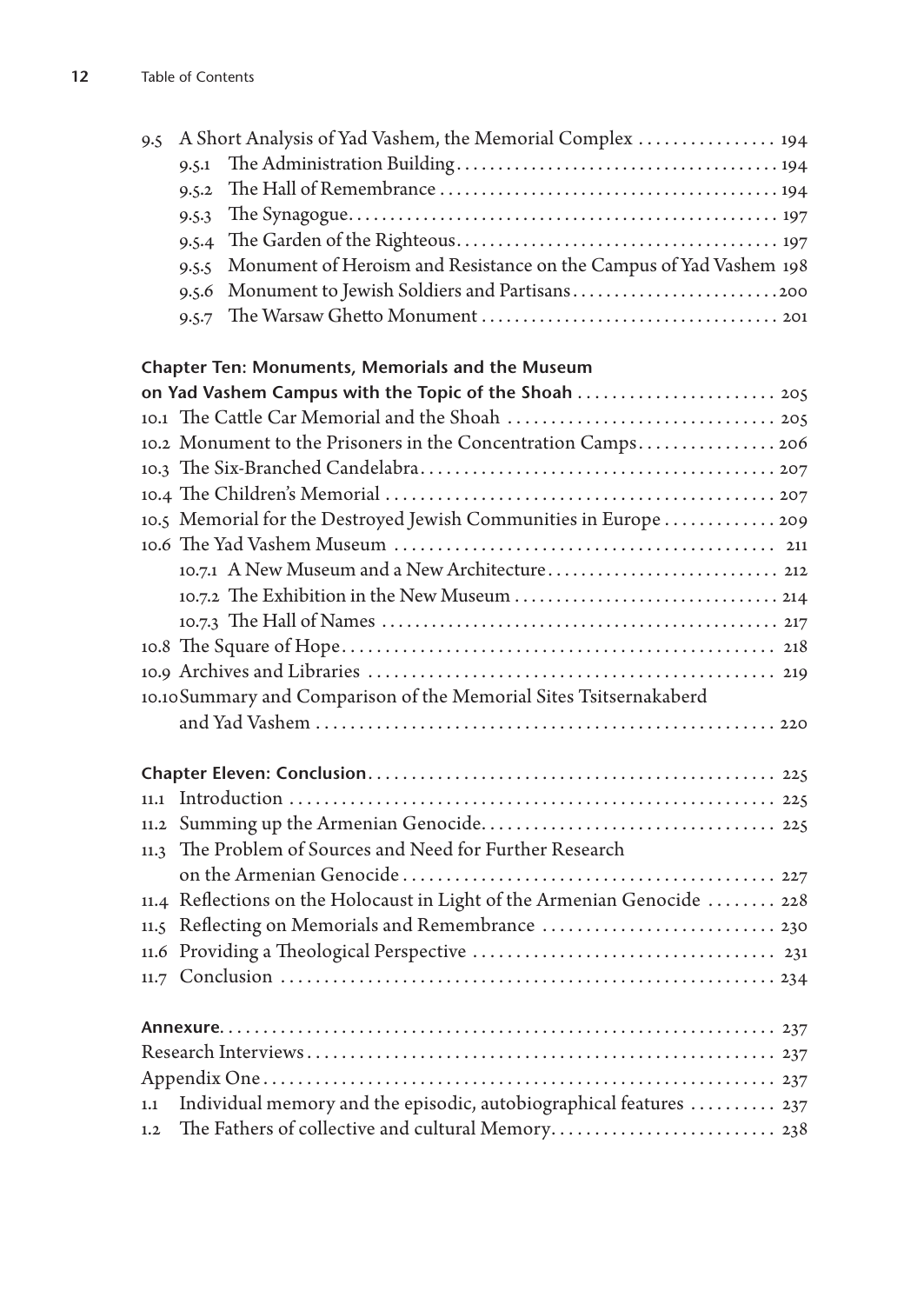9.5 A Short Analysis of Yad Vashem, the Memorial Complex ................ 194
- 9.5.1 The Administration Building ................ 194
- 9.5.2 The Hall of Remembrance ................ 194
- 9.5.3 The Synagogue ................ 197
- 9.5.4 The Garden of the Righteous ................ 197
- 9.5.5 Monument of Heroism and Resistance on the Campus of Yad Vashem 198
- 9.5.6 Monument to Jewish Soldiers and Partisans ................ 200
- 9.5.7 The Warsaw Ghetto Monument ................ 201

**Chapter Ten: Monuments, Memorials and the Museum on Yad Vashem Campus with the Topic of the Shoah** ................ 205

10.1 The Cattle Car Memorial and the Shoah ................ 205
10.2 Monument to the Prisoners in the Concentration Camps ................ 206
10.3 The Six-Branched Candelabra ................ 207
10.4 The Children's Memorial ................ 207
10.5 Memorial for the Destroyed Jewish Communities in Europe ................ 209
10.6 The Yad Vashem Museum ................ 211
- 10.7.1 A New Museum and a New Architecture ................ 212
- 10.7.2 The Exhibition in the New Museum ................ 214
- 10.7.3 The Hall of Names ................ 217

10.8 The Square of Hope ................ 218
10.9 Archives and Libraries ................ 219
10.10 Summary and Comparison of the Memorial Sites Tsitsernakaberd and Yad Vashem ................ 220

**Chapter Eleven: Conclusion** ................ 225

11.1 Introduction ................ 225
11.2 Summing up the Armenian Genocide ................ 225
11.3 The Problem of Sources and Need for Further Research on the Armenian Genocide ................ 227
11.4 Reflections on the Holocaust in Light of the Armenian Genocide ................ 228
11.5 Reflecting on Memorials and Remembrance ................ 230
11.6 Providing a Theological Perspective ................ 231
11.7 Conclusion ................ 234

**Annexure** ................ 237

Research Interviews ................ 237
Appendix One ................ 237
1.1 Individual memory and the episodic, autobiographical features ................ 237
1.2 The Fathers of collective and cultural Memory ................ 238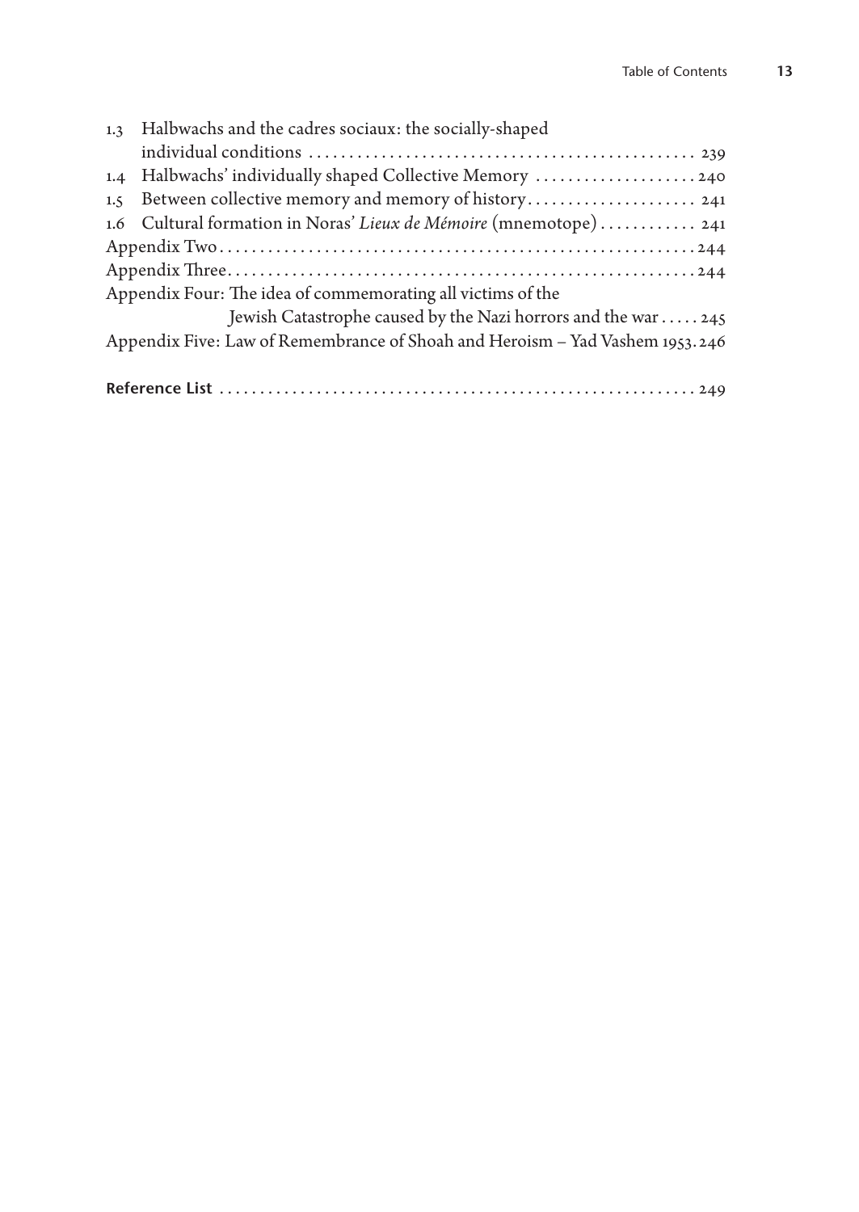1.3 Halbwachs and the cadres sociaux: the socially-shaped individual conditions . . . . . . . . . . 239
1.4 Halbwachs' individually shaped Collective Memory . . . . . . . . . . 240
1.5 Between collective memory and memory of history . . . . . . . . . . 241
1.6 Cultural formation in Noras' *Lieux de Mémoire* (mnemotope) . . . . . . . . . . 241

Appendix Two . . . . . . . . . . 244

Appendix Three . . . . . . . . . . 244

Appendix Four: The idea of commemorating all victims of the Jewish Catastrophe caused by the Nazi horrors and the war . . . . . 245

Appendix Five: Law of Remembrance of Shoah and Heroism – Yad Vashem 1953 . 246

**Reference List** . . . . . . . . . . 249